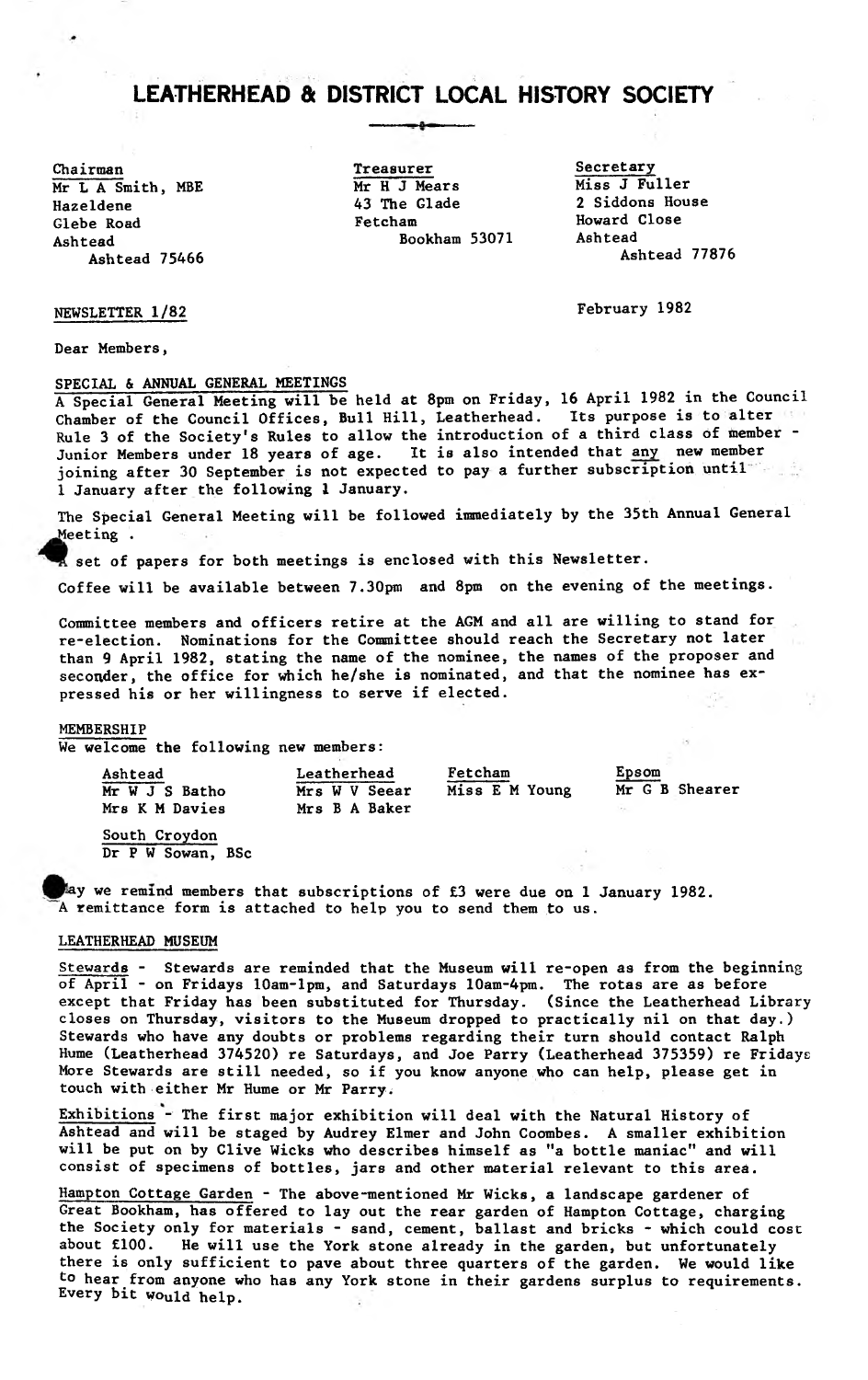# LEATHERHEAD & DISTRICT LOCAL HISTORY SOCIETY

Chairman
Mr L A Smith, MBE
Hazeldene
Glebe Road
Ashtead
Ashtead 75466

Treasurer
Mr H J Mears
43 The Glade
Fetcham
Bookham 53071

Secretary
Miss J Fuller
2 Siddons House
Howard Close
Ashtead
Ashtead 77876

NEWSLETTER 1/82

February 1982

Dear Members,

## SPECIAL & ANNUAL GENERAL MEETINGS

A Special General Meeting will be held at 8pm on Friday, 16 April 1982 in the Council Chamber of the Council Offices, Bull Hill, Leatherhead. Its purpose is to alter Rule 3 of the Society's Rules to allow the introduction of a third class of member - Junior Members under 18 years of age. It is also intended that any new member joining after 30 September is not expected to pay a further subscription until 1 January after the following 1 January.

The Special General Meeting will be followed immediately by the 35th Annual General Meeting .

A set of papers for both meetings is enclosed with this Newsletter.

Coffee will be available between 7.30pm and 8pm on the evening of the meetings.

Committee members and officers retire at the AGM and all are willing to stand for re-election. Nominations for the Committee should reach the Secretary not later than 9 April 1982, stating the name of the nominee, the names of the proposer and seconder, the office for which he/she is nominated, and that the nominee has expressed his or her willingness to serve if elected.

## MEMBERSHIP

We welcome the following new members:

| Ashtead | Leatherhead | Fetcham | Epsom |
|---|---|---|---|
| Mr W J S Batho | Mrs W V Seear | Miss E M Young | Mr G B Shearer |
| Mrs K M Davies | Mrs B A Baker | | |

South Croydon
Dr P W Sowan, BSc

May we remind members that subscriptions of £3 were due on 1 January 1982. A remittance form is attached to help you to send them to us.

## LEATHERHEAD MUSEUM

Stewards - Stewards are reminded that the Museum will re-open as from the beginning of April - on Fridays 10am-1pm, and Saturdays 10am-4pm. The rotas are as before except that Friday has been substituted for Thursday. (Since the Leatherhead Library closes on Thursday, visitors to the Museum dropped to practically nil on that day.) Stewards who have any doubts or problems regarding their turn should contact Ralph Hume (Leatherhead 374520) re Saturdays, and Joe Parry (Leatherhead 375359) re Fridays More Stewards are still needed, so if you know anyone who can help, please get in touch with either Mr Hume or Mr Parry.

Exhibitions - The first major exhibition will deal with the Natural History of Ashtead and will be staged by Audrey Elmer and John Coombes. A smaller exhibition will be put on by Clive Wicks who describes himself as "a bottle maniac" and will consist of specimens of bottles, jars and other material relevant to this area.

Hampton Cottage Garden - The above-mentioned Mr Wicks, a landscape gardener of Great Bookham, has offered to lay out the rear garden of Hampton Cottage, charging the Society only for materials - sand, cement, ballast and bricks - which could cost about £100. He will use the York stone already in the garden, but unfortunately there is only sufficient to pave about three quarters of the garden. We would like to hear from anyone who has any York stone in their gardens surplus to requirements. Every bit would help.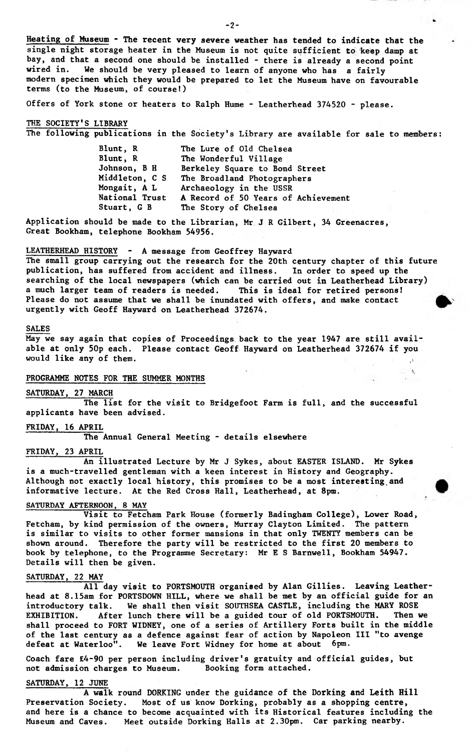**Heating of Museum** - The recent very severe weather has tended to indicate that the single night storage heater in the Museum is not quite sufficient to keep damp at bay, and that a second one should be installed - there is already a second point wired in. We should be very pleased to learn of anyone who has a fairly modern specimen which they would be prepared to let the Museum have on favourable terms (to the Museum, of course!)

Offers of York stone or heaters to Ralph Hume - Leatherhead 374520 - please.

## THE SOCIETY'S LIBRARY

The following publications in the Society's Library are available for sale to members:

| | |
|---|---|
| Blunt, R | The Lure of Old Chelsea |
| Blunt, R | The Wonderful Village |
| Johnson, B H | Berkeley Square to Bond Street |
| Middleton, C S | The Broadland Photographers |
| Mongait, A L | Archaeology in the USSR |
| National Trust | A Record of 50 Years of Achievement |
| Stuart, G B | The Story of Chelsea |

Application should be made to the Librarian, Mr J R Gilbert, 34 Greenacres, Great Bookham, telephone Bookham 54956.

## LEATHERHEAD HISTORY - A message from Geoffrey Hayward

The small group carrying out the research for the 20th century chapter of this future publication, has suffered from accident and illness. In order to speed up the searching of the local newspapers (which can be carried out in Leatherhead Library) a much larger team of readers is needed. This is ideal for retired persons! Please do not assume that we shall be inundated with offers, and make contact urgently with Geoff Hayward on Leatherhead 372674.

## SALES

May we say again that copies of Proceedings back to the year 1947 are still available at only 50p each. Please contact Geoff Hayward on Leatherhead 372674 if you would like any of them.

## PROGRAMME NOTES FOR THE SUMMER MONTHS

### SATURDAY, 27 MARCH

The list for the visit to Bridgefoot Farm is full, and the successful applicants have been advised.

### FRIDAY, 16 APRIL

The Annual General Meeting - details elsewhere

### FRIDAY, 23 APRIL

An illustrated Lecture by Mr J Sykes, about EASTER ISLAND. Mr Sykes is a much-travelled gentleman with a keen interest in History and Geography. Although not exactly local history, this promises to be a most interesting and informative lecture. At the Red Cross Hall, Leatherhead, at 8pm.

### SATURDAY AFTERNOON, 8 MAY

Visit to Fetcham Park House (formerly Badingham College), Lower Road, Fetcham, by kind permission of the owners, Murray Clayton Limited. The pattern is similar to visits to other former mansions in that only TWENTY members can be shown around. Therefore the party will be restricted to the first 20 members to book by telephone, to the Programme Secretary: Mr E S Barnwell, Bookham 54947. Details will then be given.

### SATURDAY, 22 MAY

All day visit to PORTSMOUTH organised by Alan Gillies. Leaving Leatherhead at 8.15am for PORTSDOWN HILL, where we shall be met by an official guide for an introductory talk. We shall then visit SOUTHSEA CASTLE, including the MARY ROSE EXHIBITION. After lunch there will be a guided tour of old PORTSMOUTH. Then we shall proceed to FORT WIDNEY, one of a series of Artillery Forts built in the middle of the last century as a defence against fear of action by Napoleon III "to avenge defeat at Waterloo". We leave Fort Widney for home at about 6pm.

Coach fare £4-90 per person including driver's gratuity and official guides, but not admission charges to Museum. Booking form attached.

### SATURDAY, 12 JUNE

A walk round DORKING under the guidance of the Dorking and Leith Hill Preservation Society. Most of us know Dorking, probably as a shopping centre, and here is a chance to become acquainted with its Historical features including the Museum and Caves. Meet outside Dorking Halls at 2.30pm. Car parking nearby.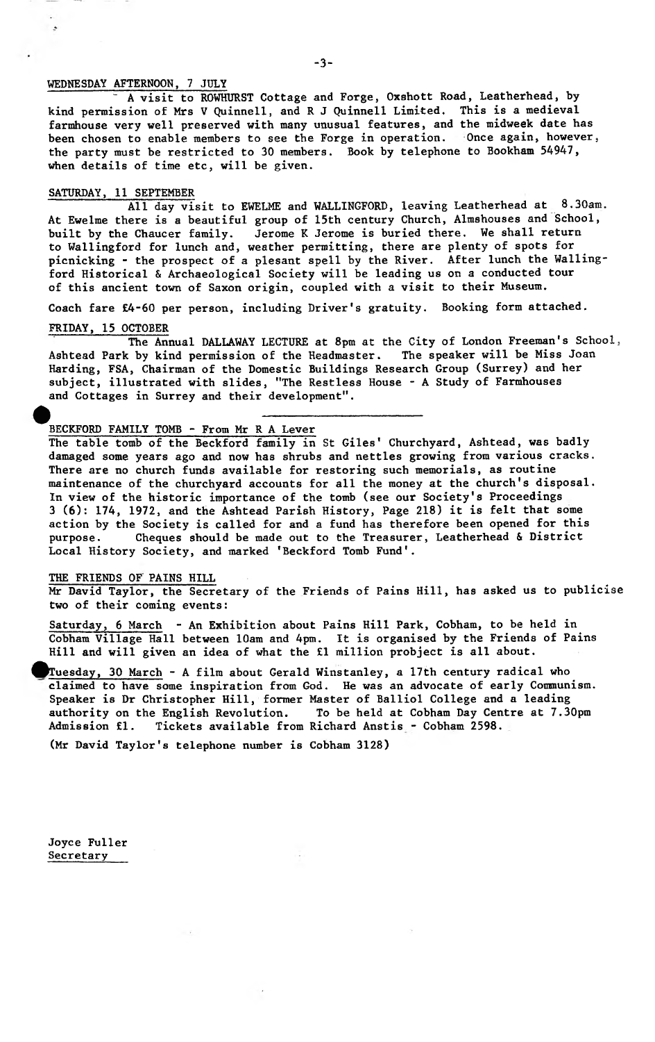WEDNESDAY AFTERNOON, 7 JULY

A visit to ROWHURST Cottage and Forge, Oxshott Road, Leatherhead, by kind permission of Mrs V Quinnell, and R J Quinnell Limited. This is a medieval farmhouse very well preserved with many unusual features, and the midweek date has been chosen to enable members to see the Forge in operation. Once again, however, the party must be restricted to 30 members. Book by telephone to Bookham 54947, when details of time etc, will be given.

SATURDAY, 11 SEPTEMBER

All day visit to EWELME and WALLINGFORD, leaving Leatherhead at 8.30am. At Ewelme there is a beautiful group of 15th century Church, Almshouses and School, built by the Chaucer family. Jerome K Jerome is buried there. We shall return to Wallingford for lunch and, weather permitting, there are plenty of spots for picnicking - the prospect of a plesant spell by the River. After lunch the Wallingford Historical & Archaeological Society will be leading us on a conducted tour of this ancient town of Saxon origin, coupled with a visit to their Museum.

Coach fare £4-60 per person, including Driver's gratuity. Booking form attached.

FRIDAY, 15 OCTOBER

The Annual DALLAWAY LECTURE at 8pm at the City of London Freeman's School, Ashtead Park by kind permission of the Headmaster. The speaker will be Miss Joan Harding, FSA, Chairman of the Domestic Buildings Research Group (Surrey) and her subject, illustrated with slides, "The Restless House - A Study of Farmhouses and Cottages in Surrey and their development".

---

BECKFORD FAMILY TOMB - From Mr R A Lever

The table tomb of the Beckford family in St Giles' Churchyard, Ashtead, was badly damaged some years ago and now has shrubs and nettles growing from various cracks. There are no church funds available for restoring such memorials, as routine maintenance of the churchyard accounts for all the money at the church's disposal. In view of the historic importance of the tomb (see our Society's Proceedings 3 (6): 174, 1972, and the Ashtead Parish History, Page 218) it is felt that some action by the Society is called for and a fund has therefore been opened for this purpose. Cheques should be made out to the Treasurer, Leatherhead & District Local History Society, and marked 'Beckford Tomb Fund'.

THE FRIENDS OF PAINS HILL

Mr David Taylor, the Secretary of the Friends of Pains Hill, has asked us to publicise two of their coming events:

Saturday, 6 March - An Exhibition about Pains Hill Park, Cobham, to be held in Cobham Village Hall between 10am and 4pm. It is organised by the Friends of Pains Hill and will given an idea of what the £1 million probject is all about.

Tuesday, 30 March - A film about Gerald Winstanley, a 17th century radical who claimed to have some inspiration from God. He was an advocate of early Communism. Speaker is Dr Christopher Hill, former Master of Balliol College and a leading authority on the English Revolution. To be held at Cobham Day Centre at 7.30pm Admission £1. Tickets available from Richard Anstis - Cobham 2598.

(Mr David Taylor's telephone number is Cobham 3128)

Joyce Fuller
Secretary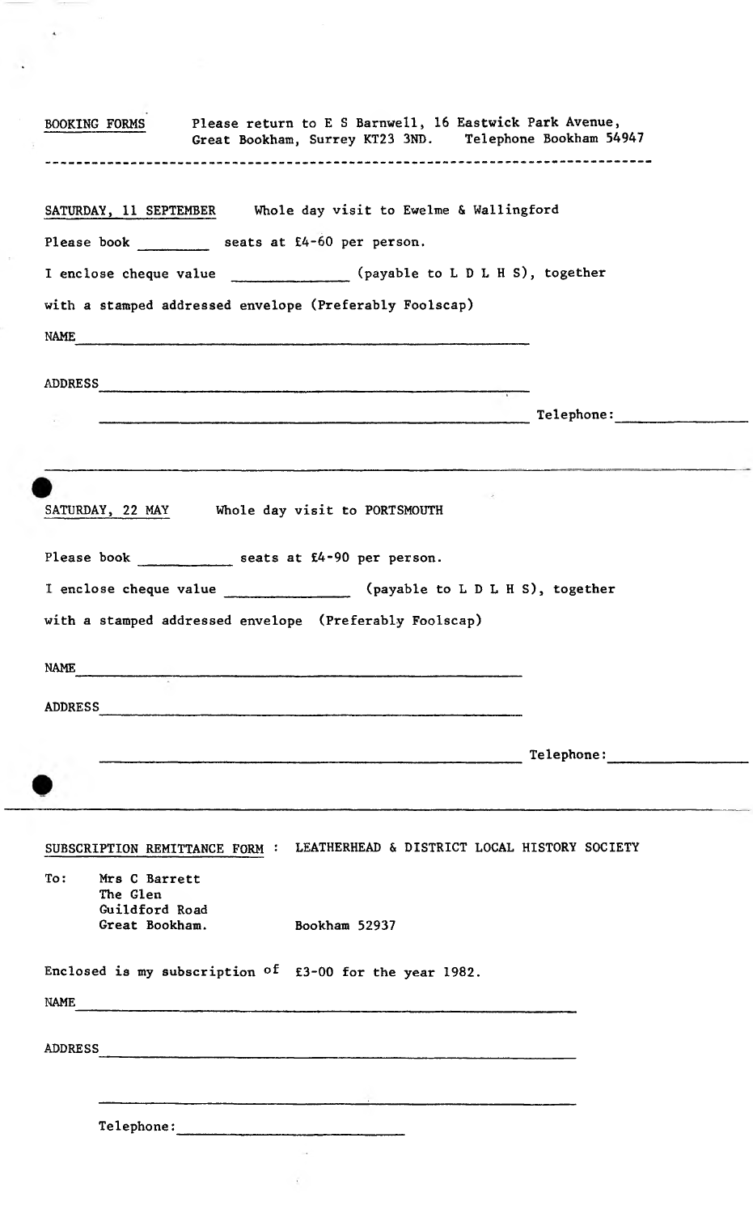BOOKING FORMS    Please return to E S Barnwell, 16 Eastwick Park Avenue, Great Bookham, Surrey KT23 3ND.    Telephone Bookham 54947

---

SATURDAY, 11 SEPTEMBER    Whole day visit to Ewelme & Wallingford

Please book _________ seats at £4-60 per person.

I enclose cheque value ______________ (payable to L D L H S), together with a stamped addressed envelope (Preferably Foolscap)

NAME ____________________________________________

ADDRESS ____________________________________________

____________________________________________ Telephone: ______________

---

SATURDAY, 22 MAY    Whole day visit to PORTSMOUTH

Please book ___________ seats at £4-90 per person.

I enclose cheque value ______________ (payable to L D L H S), together with a stamped addressed envelope (Preferably Foolscap)

NAME ____________________________________________

ADDRESS ____________________________________________

____________________________________________ Telephone: ______________

---

SUBSCRIPTION REMITTANCE FORM : LEATHERHEAD & DISTRICT LOCAL HISTORY SOCIETY

To: Mrs C Barrett
The Glen
Guildford Road
Great Bookham.    Bookham 52937

Enclosed is my subscription of £3-00 for the year 1982.

NAME ____________________________________________

ADDRESS ____________________________________________

____________________________________________

Telephone: ______________________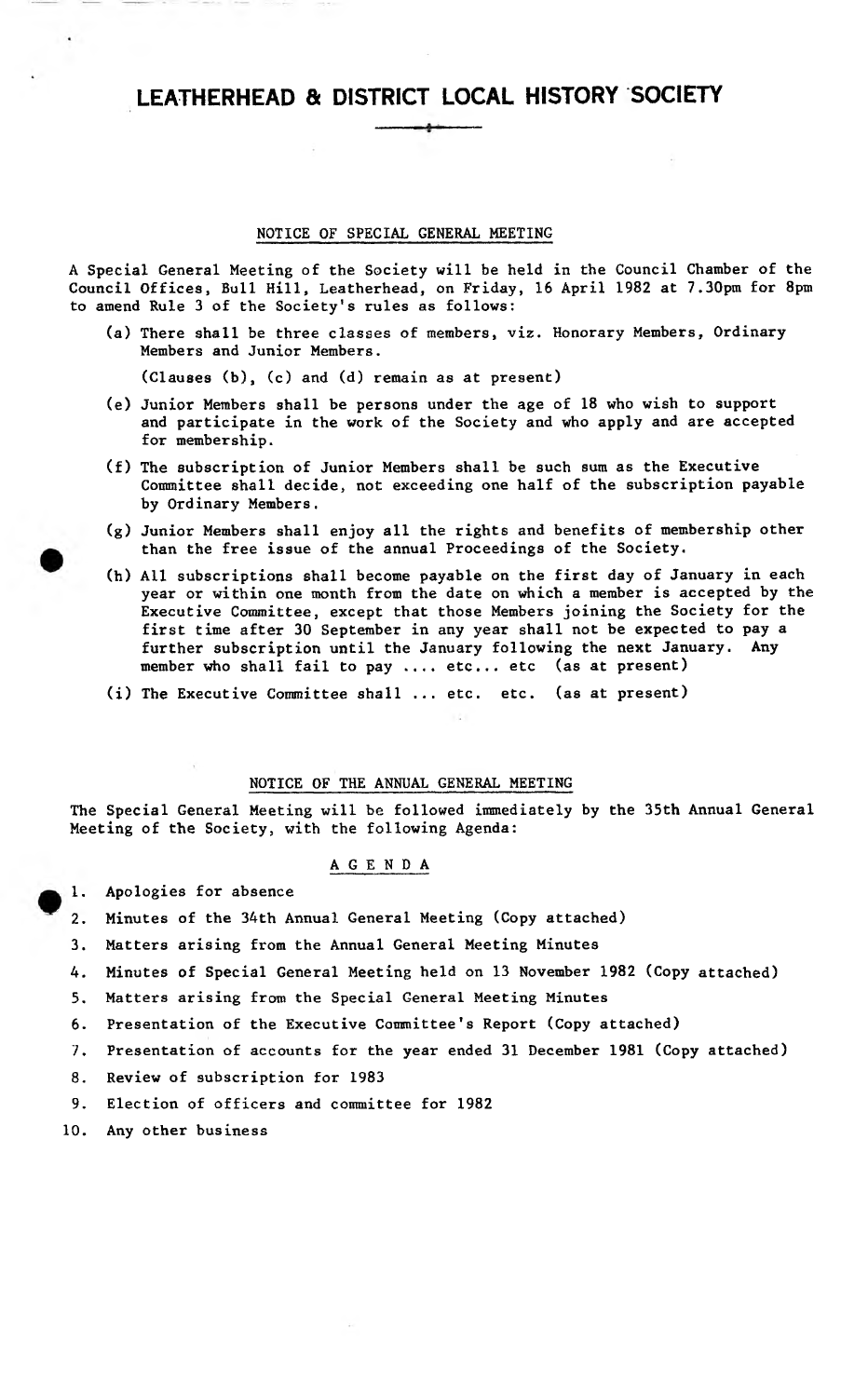# LEATHERHEAD & DISTRICT LOCAL HISTORY SOCIETY

## NOTICE OF SPECIAL GENERAL MEETING

A Special General Meeting of the Society will be held in the Council Chamber of the Council Offices, Bull Hill, Leatherhead, on Friday, 16 April 1982 at 7.30pm for 8pm to amend Rule 3 of the Society's rules as follows:

(a) There shall be three classes of members, viz. Honorary Members, Ordinary Members and Junior Members.

(Clauses (b), (c) and (d) remain as at present)

(e) Junior Members shall be persons under the age of 18 who wish to support and participate in the work of the Society and who apply and are accepted for membership.

(f) The subscription of Junior Members shall be such sum as the Executive Committee shall decide, not exceeding one half of the subscription payable by Ordinary Members.

(g) Junior Members shall enjoy all the rights and benefits of membership other than the free issue of the annual Proceedings of the Society.

(h) All subscriptions shall become payable on the first day of January in each year or within one month from the date on which a member is accepted by the Executive Committee, except that those Members joining the Society for the first time after 30 September in any year shall not be expected to pay a further subscription until the January following the next January. Any member who shall fail to pay .... etc... etc (as at present)

(i) The Executive Committee shall ... etc. etc. (as at present)

## NOTICE OF THE ANNUAL GENERAL MEETING

The Special General Meeting will be followed immediately by the 35th Annual General Meeting of the Society, with the following Agenda:

### A G E N D A

1. Apologies for absence
2. Minutes of the 34th Annual General Meeting (Copy attached)
3. Matters arising from the Annual General Meeting Minutes
4. Minutes of Special General Meeting held on 13 November 1982 (Copy attached)
5. Matters arising from the Special General Meeting Minutes
6. Presentation of the Executive Committee's Report (Copy attached)
7. Presentation of accounts for the year ended 31 December 1981 (Copy attached)
8. Review of subscription for 1983
9. Election of officers and committee for 1982
10. Any other business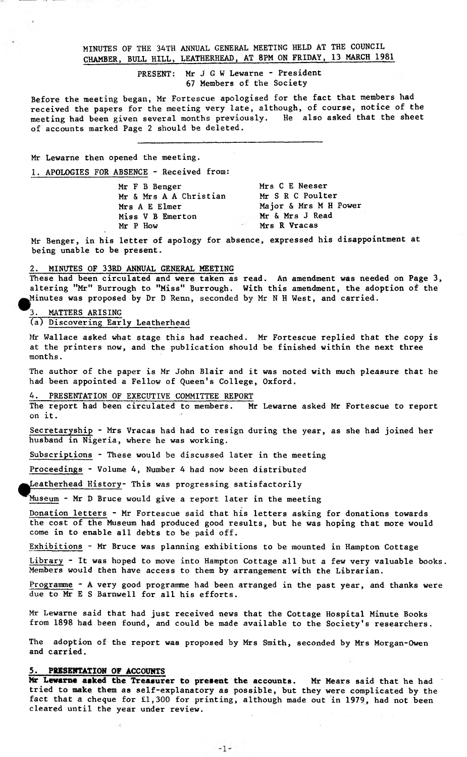MINUTES OF THE 34TH ANNUAL GENERAL MEETING HELD AT THE COUNCIL CHAMBER, BULL HILL, LEATHERHEAD, AT 8PM ON FRIDAY, 13 MARCH 1981

PRESENT: Mr J G W Lewarne - President
67 Members of the Society

Before the meeting began, Mr Fortescue apologised for the fact that members had received the papers for the meeting very late, although, of course, notice of the meeting had been given several months previously. He also asked that the sheet of accounts marked Page 2 should be deleted.

---

Mr Lewarne then opened the meeting.

1. APOLOGIES FOR ABSENCE - Received from:

Mr F B Benger
Mr & Mrs A A Christian
Mrs A E Elmer
Miss V B Emerton
Mr P How
Mrs C E Neeser
Mr S R C Poulter
Major & Mrs M H Power
Mr & Mrs J Read
Mrs R Vracas

Mr Benger, in his letter of apology for absence, expressed his disappointment at being unable to be present.

2. MINUTES OF 33RD ANNUAL GENERAL MEETING

These had been circulated and were taken as read. An amendment was needed on Page 3, altering "Mr" Burrough to "Miss" Burrough. With this amendment, the adoption of the Minutes was proposed by Dr D Renn, seconded by Mr N H West, and carried.

3. MATTERS ARISING

(a) Discovering Early Leatherhead

Mr Wallace asked what stage this had reached. Mr Fortescue replied that the copy is at the printers now, and the publication should be finished within the next three months.

The author of the paper is Mr John Blair and it was noted with much pleasure that he had been appointed a Fellow of Queen's College, Oxford.

4. PRESENTATION OF EXECUTIVE COMMITTEE REPORT

The report had been circulated to members. Mr Lewarne asked Mr Fortescue to report on it.

Secretaryship - Mrs Vracas had had to resign during the year, as she had joined her husband in Nigeria, where he was working.

Subscriptions - These would be discussed later in the meeting

Proceedings - Volume 4, Number 4 had now been distributed

Leatherhead History- This was progressing satisfactorily

Museum - Mr D Bruce would give a report later in the meeting

Donation letters - Mr Fortescue said that his letters asking for donations towards the cost of the Museum had produced good results, but he was hoping that more would come in to enable all debts to be paid off.

Exhibitions - Mr Bruce was planning exhibitions to be mounted in Hampton Cottage

Library - It was hoped to move into Hampton Cottage all but a few very valuable books. Members would then have access to them by arrangement with the Librarian.

Programme - A very good programme had been arranged in the past year, and thanks were due to Mr E S Barnwell for all his efforts.

Mr Lewarne said that had just received news that the Cottage Hospital Minute Books from 1898 had been found, and could be made available to the Society's researchers.

The adoption of the report was proposed by Mrs Smith, seconded by Mrs Morgan-Owen and carried.

**5. PRESENTATION OF ACCOUNTS**

**Mr Lewarne asked the Treasurer to present the accounts.** Mr Mears said that he had tried to make them as self-explanatory as possible, but they were complicated by the fact that a cheque for £1,300 for printing, although made out in 1979, had not been cleared until the year under review.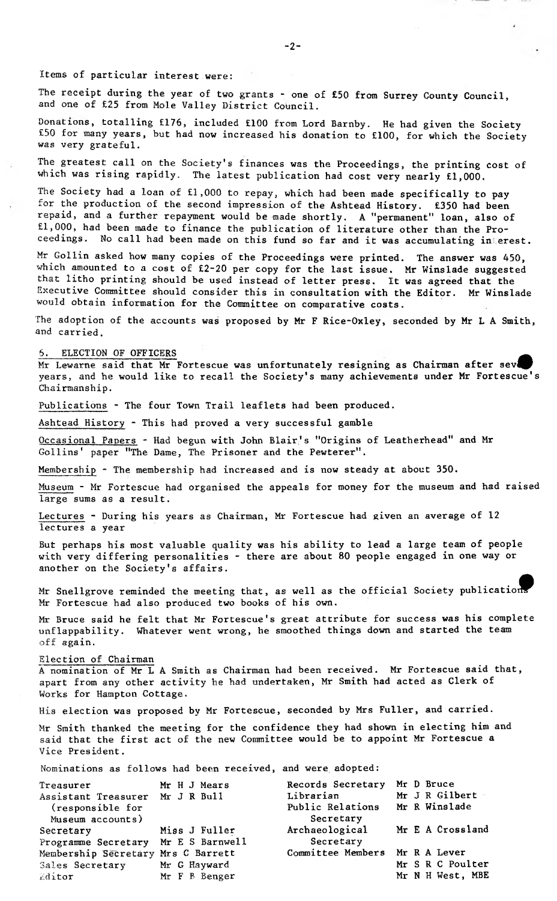Items of particular interest were:

The receipt during the year of two grants - one of £50 from Surrey County Council, and one of £25 from Mole Valley District Council.

Donations, totalling £176, included £100 from Lord Barnby. He had given the Society £50 for many years, but had now increased his donation to £100, for which the Society was very grateful.

The greatest call on the Society's finances was the Proceedings, the printing cost of which was rising rapidly. The latest publication had cost very nearly £1,000.

The Society had a loan of £1,000 to repay, which had been made specifically to pay for the production of the second impression of the Ashtead History. £350 had been repaid, and a further repayment would be made shortly. A "permanent" loan, also of £1,000, had been made to finance the publication of literature other than the Proceedings. No call had been made on this fund so far and it was accumulating interest.

Mr Gollin asked how many copies of the Proceedings were printed. The answer was 450, which amounted to a cost of £2-20 per copy for the last issue. Mr Winslade suggested that litho printing should be used instead of letter press. It was agreed that the Executive Committee should consider this in consultation with the Editor. Mr Winslade would obtain information for the Committee on comparative costs.

The adoption of the accounts was proposed by Mr F Rice-Oxley, seconded by Mr L A Smith, and carried.

## 6. ELECTION OF OFFICERS

Mr Lewarne said that Mr Fortescue was unfortunately resigning as Chairman after several years, and he would like to recall the Society's many achievements under Mr Fortescue's Chairmanship.

Publications - The four Town Trail leaflets had been produced.

Ashtead History - This had proved a very successful gamble

Occasional Papers - Had begun with John Blair's "Origins of Leatherhead" and Mr Gollins' paper "The Dame, The Prisoner and the Pewterer".

Membership - The membership had increased and is now steady at about 350.

Museum - Mr Fortescue had organised the appeals for money for the museum and had raised large sums as a result.

Lectures - During his years as Chairman, Mr Fortescue had given an average of 12 lectures a year

But perhaps his most valuable quality was his ability to lead a large team of people with very differing personalities - there are about 80 people engaged in one way or another on the Society's affairs.

Mr Snellgrove reminded the meeting that, as well as the official Society publications Mr Fortescue had also produced two books of his own.

Mr Bruce said he felt that Mr Fortescue's great attribute for success was his complete unflappability. Whatever went wrong, he smoothed things down and started the team off again.

### Election of Chairman

A nomination of Mr L A Smith as Chairman had been received. Mr Fortescue said that, apart from any other activity he had undertaken, Mr Smith had acted as Clerk of Works for Hampton Cottage.

His election was proposed by Mr Fortescue, seconded by Mrs Fuller, and carried.

Mr Smith thanked the meeting for the confidence they had shown in electing him and said that the first act of the new Committee would be to appoint Mr Fortescue a Vice President.

Nominations as follows had been received, and were adopted:

| | | | |
|---|---|---|---|
| Treasurer | Mr H J Mears | Records Secretary | Mr D Bruce |
| Assistant Treasurer (responsible for Museum accounts) | Mr J R Bull | Librarian | Mr J R Gilbert |
| Secretary | Miss J Fuller | Public Relations Secretary | Mr R Winslade |
| Programme Secretary | Mr E S Barnwell | Archaeological Secretary | Mr E A Crossland |
| Membership Secretary | Mrs C Barrett | Committee Members | Mr R A Lever |
| Sales Secretary | Mr G Hayward | | Mr S R C Poulter |
| Editor | Mr F B Benger | | Mr N H West, MBE |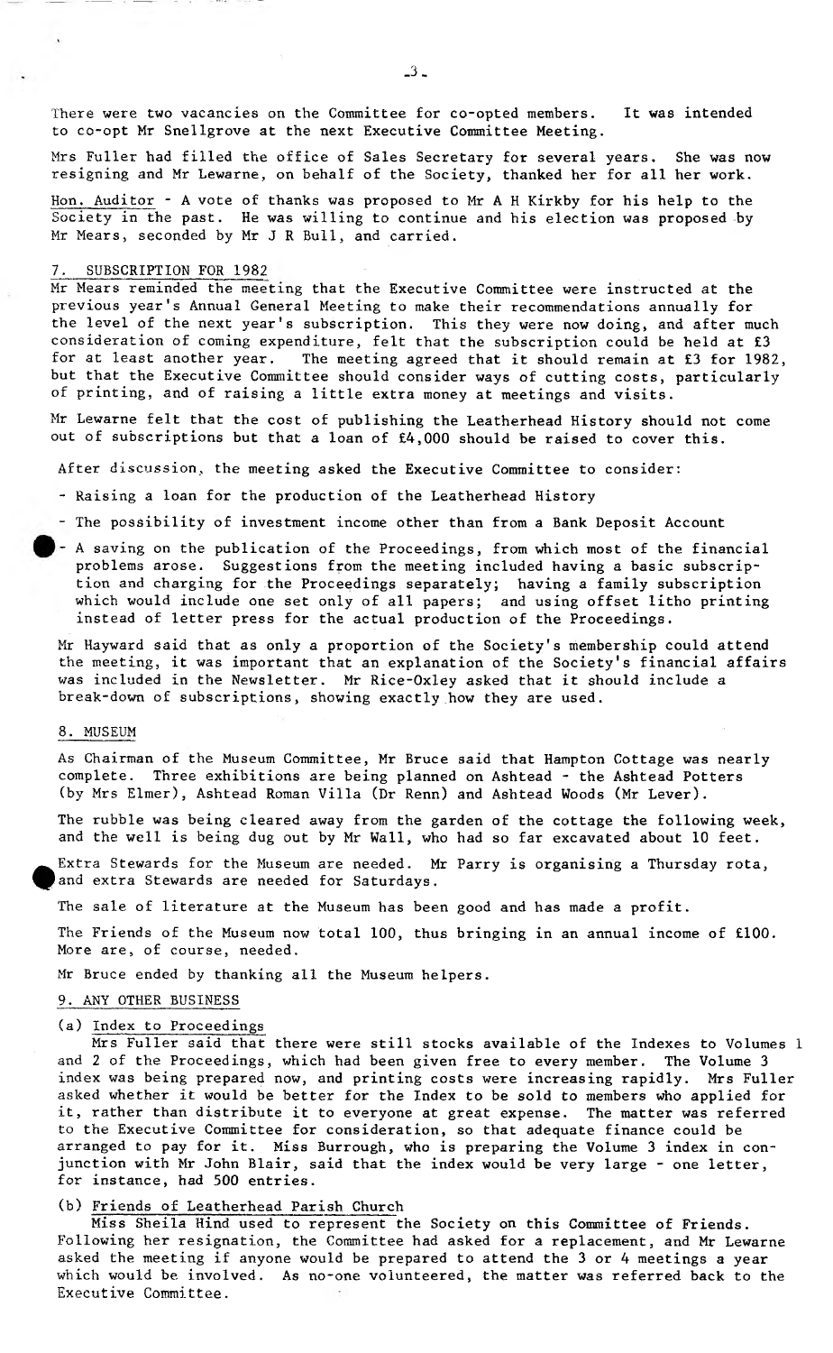There were two vacancies on the Committee for co-opted members. It was intended to co-opt Mr Snellgrove at the next Executive Committee Meeting.

Mrs Fuller had filled the office of Sales Secretary for several years. She was now resigning and Mr Lewarne, on behalf of the Society, thanked her for all her work.

Hon. Auditor - A vote of thanks was proposed to Mr A H Kirkby for his help to the Society in the past. He was willing to continue and his election was proposed by Mr Mears, seconded by Mr J R Bull, and carried.

## 7. SUBSCRIPTION FOR 1982

Mr Mears reminded the meeting that the Executive Committee were instructed at the previous year's Annual General Meeting to make their recommendations annually for the level of the next year's subscription. This they were now doing, and after much consideration of coming expenditure, felt that the subscription could be held at £3 for at least another year. The meeting agreed that it should remain at £3 for 1982, but that the Executive Committee should consider ways of cutting costs, particularly of printing, and of raising a little extra money at meetings and visits.

Mr Lewarne felt that the cost of publishing the Leatherhead History should not come out of subscriptions but that a loan of £4,000 should be raised to cover this.

After discussion, the meeting asked the Executive Committee to consider:

- Raising a loan for the production of the Leatherhead History
- The possibility of investment income other than from a Bank Deposit Account
- A saving on the publication of the Proceedings, from which most of the financial problems arose. Suggestions from the meeting included having a basic subscription and charging for the Proceedings separately; having a family subscription which would include one set only of all papers; and using offset litho printing instead of letter press for the actual production of the Proceedings.

Mr Hayward said that as only a proportion of the Society's membership could attend the meeting, it was important that an explanation of the Society's financial affairs was included in the Newsletter. Mr Rice-Oxley asked that it should include a break-down of subscriptions, showing exactly how they are used.

## 8. MUSEUM

As Chairman of the Museum Committee, Mr Bruce said that Hampton Cottage was nearly complete. Three exhibitions are being planned on Ashtead - the Ashtead Potters (by Mrs Elmer), Ashtead Roman Villa (Dr Renn) and Ashtead Woods (Mr Lever).

The rubble was being cleared away from the garden of the cottage the following week, and the well is being dug out by Mr Wall, who had so far excavated about 10 feet.

Extra Stewards for the Museum are needed. Mr Parry is organising a Thursday rota, and extra Stewards are needed for Saturdays.

The sale of literature at the Museum has been good and has made a profit.

The Friends of the Museum now total 100, thus bringing in an annual income of £100. More are, of course, needed.

Mr Bruce ended by thanking all the Museum helpers.

## 9. ANY OTHER BUSINESS

(a) Index to Proceedings

Mrs Fuller said that there were still stocks available of the Indexes to Volumes 1 and 2 of the Proceedings, which had been given free to every member. The Volume 3 index was being prepared now, and printing costs were increasing rapidly. Mrs Fuller asked whether it would be better for the Index to be sold to members who applied for it, rather than distribute it to everyone at great expense. The matter was referred to the Executive Committee for consideration, so that adequate finance could be arranged to pay for it. Miss Burrough, who is preparing the Volume 3 index in conjunction with Mr John Blair, said that the index would be very large - one letter, for instance, had 500 entries.

(b) Friends of Leatherhead Parish Church

Miss Sheila Hind used to represent the Society on this Committee of Friends. Following her resignation, the Committee had asked for a replacement, and Mr Lewarne asked the meeting if anyone would be prepared to attend the 3 or 4 meetings a year which would be involved. As no-one volunteered, the matter was referred back to the Executive Committee.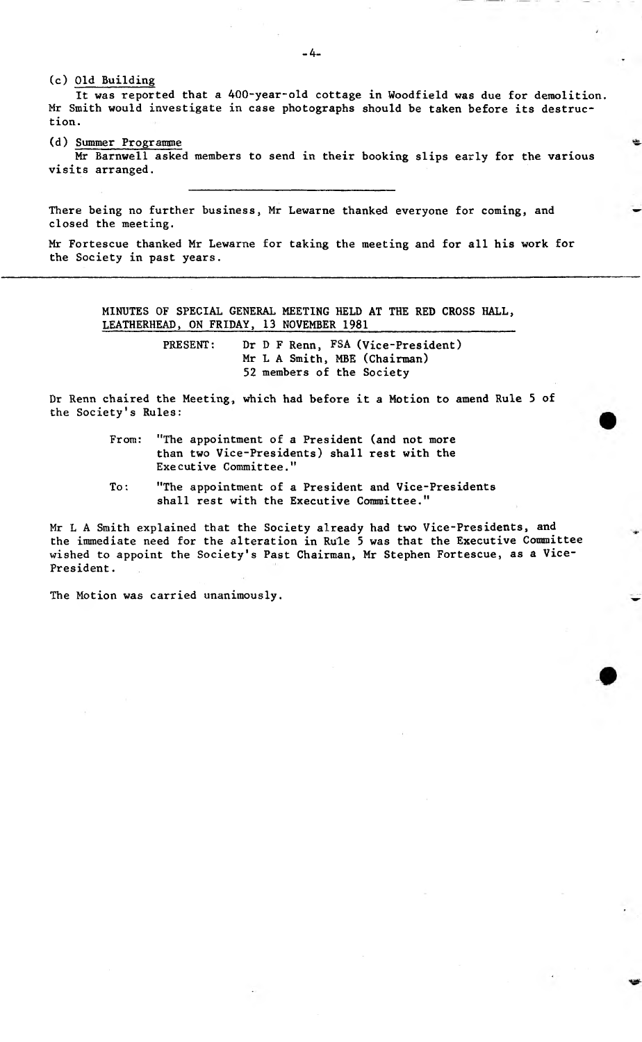(c) Old Building

It was reported that a 400-year-old cottage in Woodfield was due for demolition. Mr Smith would investigate in case photographs should be taken before its destruction.

(d) Summer Programme

Mr Barnwell asked members to send in their booking slips early for the various visits arranged.

---

There being no further business, Mr Lewarne thanked everyone for coming, and closed the meeting.

Mr Fortescue thanked Mr Lewarne for taking the meeting and for all his work for the Society in past years.

---

## MINUTES OF SPECIAL GENERAL MEETING HELD AT THE RED CROSS HALL, LEATHERHEAD, ON FRIDAY, 13 NOVEMBER 1981

PRESENT: Dr D F Renn, FSA (Vice-President)
Mr L A Smith, MBE (Chairman)
52 members of the Society

Dr Renn chaired the Meeting, which had before it a Motion to amend Rule 5 of the Society's Rules:

From: "The appointment of a President (and not more than two Vice-Presidents) shall rest with the Executive Committee."

To: "The appointment of a President and Vice-Presidents shall rest with the Executive Committee."

Mr L A Smith explained that the Society already had two Vice-Presidents, and the immediate need for the alteration in Rule 5 was that the Executive Committee wished to appoint the Society's Past Chairman, Mr Stephen Fortescue, as a Vice-President.

The Motion was carried unanimously.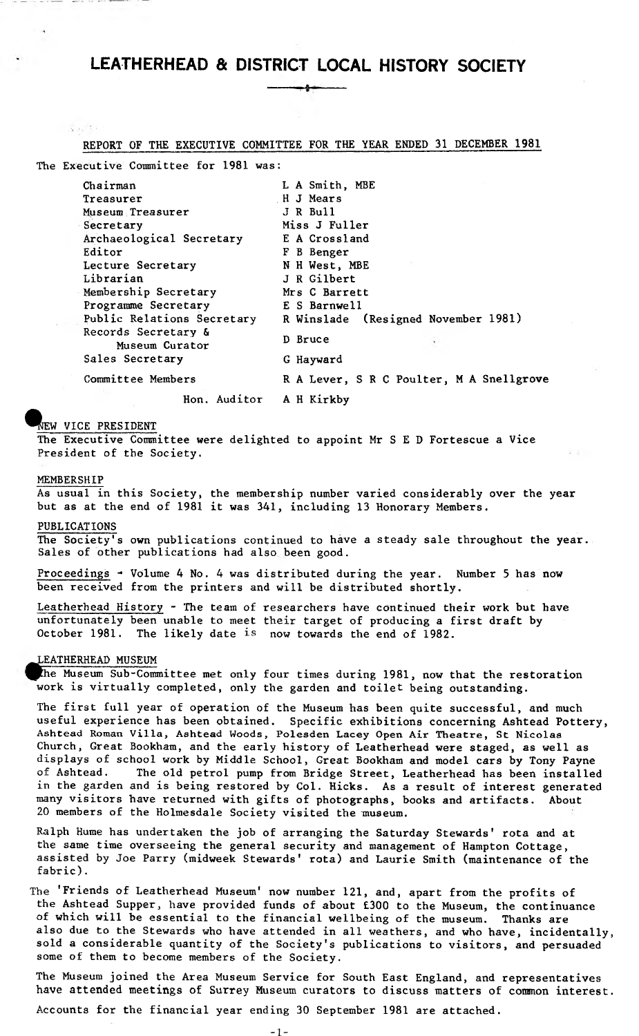# LEATHERHEAD & DISTRICT LOCAL HISTORY SOCIETY

## REPORT OF THE EXECUTIVE COMMITTEE FOR THE YEAR ENDED 31 DECEMBER 1981

The Executive Committee for 1981 was:

| | |
|---|---|
| Chairman | L A Smith, MBE |
| Treasurer | H J Mears |
| Museum Treasurer | J R Bull |
| Secretary | Miss J Fuller |
| Archaeological Secretary | E A Crossland |
| Editor | F B Benger |
| Lecture Secretary | N H West, MBE |
| Librarian | J R Gilbert |
| Membership Secretary | Mrs C Barrett |
| Programme Secretary | E S Barnwell |
| Public Relations Secretary | R Winslade (Resigned November 1981) |
| Records Secretary & Museum Curator | D Bruce |
| Sales Secretary | G Hayward |
| Committee Members | R A Lever, S R C Poulter, M A Snellgrove |
| Hon. Auditor | A H Kirkby |

### NEW VICE PRESIDENT

The Executive Committee were delighted to appoint Mr S E D Fortescue a Vice President of the Society.

### MEMBERSHIP

As usual in this Society, the membership number varied considerably over the year but as at the end of 1981 it was 341, including 13 Honorary Members.

### PUBLICATIONS

The Society's own publications continued to have a steady sale throughout the year. Sales of other publications had also been good.

Proceedings - Volume 4 No. 4 was distributed during the year. Number 5 has now been received from the printers and will be distributed shortly.

Leatherhead History - The team of researchers have continued their work but have unfortunately been unable to meet their target of producing a first draft by October 1981. The likely date is now towards the end of 1982.

### LEATHERHEAD MUSEUM

The Museum Sub-Committee met only four times during 1981, now that the restoration work is virtually completed, only the garden and toilet being outstanding.

The first full year of operation of the Museum has been quite successful, and much useful experience has been obtained. Specific exhibitions concerning Ashtead Pottery, Ashtead Roman Villa, Ashtead Woods, Polesden Lacey Open Air Theatre, St Nicolas Church, Great Bookham, and the early history of Leatherhead were staged, as well as displays of school work by Middle School, Great Bookham and model cars by Tony Payne of Ashtead. The old petrol pump from Bridge Street, Leatherhead has been installed in the garden and is being restored by Col. Hicks. As a result of interest generated many visitors have returned with gifts of photographs, books and artifacts. About 20 members of the Holmesdale Society visited the museum.

Ralph Hume has undertaken the job of arranging the Saturday Stewards' rota and at the same time overseeing the general security and management of Hampton Cottage, assisted by Joe Parry (midweek Stewards' rota) and Laurie Smith (maintenance of the fabric).

The 'Friends of Leatherhead Museum' now number 121, and, apart from the profits of the Ashtead Supper, have provided funds of about £300 to the Museum, the continuance of which will be essential to the financial wellbeing of the museum. Thanks are also due to the Stewards who have attended in all weathers, and who have, incidentally, sold a considerable quantity of the Society's publications to visitors, and persuaded some of them to become members of the Society.

The Museum joined the Area Museum Service for South East England, and representatives have attended meetings of Surrey Museum curators to discuss matters of common interest.

Accounts for the financial year ending 30 September 1981 are attached.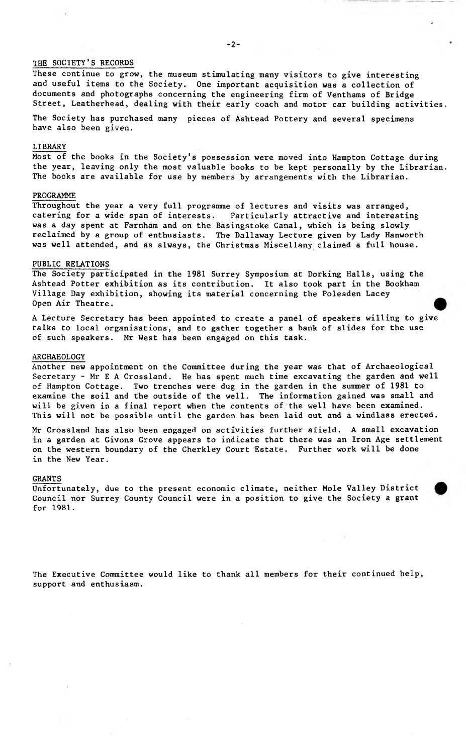## THE SOCIETY'S RECORDS

These continue to grow, the museum stimulating many visitors to give interesting and useful items to the Society. One important acquisition was a collection of documents and photographs concerning the engineering firm of Venthams of Bridge Street, Leatherhead, dealing with their early coach and motor car building activities.

The Society has purchased many pieces of Ashtead Pottery and several specimens have also been given.

## LIBRARY

Most of the books in the Society's possession were moved into Hampton Cottage during the year, leaving only the most valuable books to be kept personally by the Librarian. The books are available for use by members by arrangements with the Librarian.

## PROGRAMME

Throughout the year a very full programme of lectures and visits was arranged, catering for a wide span of interests. Particularly attractive and interesting was a day spent at Farnham and on the Basingstoke Canal, which is being slowly reclaimed by a group of enthusiasts. The Dallaway Lecture given by Lady Hanworth was well attended, and as always, the Christmas Miscellany claimed a full house.

## PUBLIC RELATIONS

The Society participated in the 1981 Surrey Symposium at Dorking Halls, using the Ashtead Potter exhibition as its contribution. It also took part in the Bookham Village Day exhibition, showing its material concerning the Polesden Lacey Open Air Theatre.

A Lecture Secretary has been appointed to create a panel of speakers willing to give talks to local organisations, and to gather together a bank of slides for the use of such speakers. Mr West has been engaged on this task.

## ARCHAEOLOGY

Another new appointment on the Committee during the year was that of Archaeological Secretary - Mr E A Crossland. He has spent much time excavating the garden and well of Hampton Cottage. Two trenches were dug in the garden in the summer of 1981 to examine the soil and the outside of the well. The information gained was small and will be given in a final report when the contents of the well have been examined. This will not be possible until the garden has been laid out and a windlass erected.

Mr Crossland has also been engaged on activities further afield. A small excavation in a garden at Givons Grove appears to indicate that there was an Iron Age settlement on the western boundary of the Cherkley Court Estate. Further work will be done in the New Year.

## GRANTS

Unfortunately, due to the present economic climate, neither Mole Valley District Council nor Surrey County Council were in a position to give the Society a grant for 1981.

The Executive Committee would like to thank all members for their continued help, support and enthusiasm.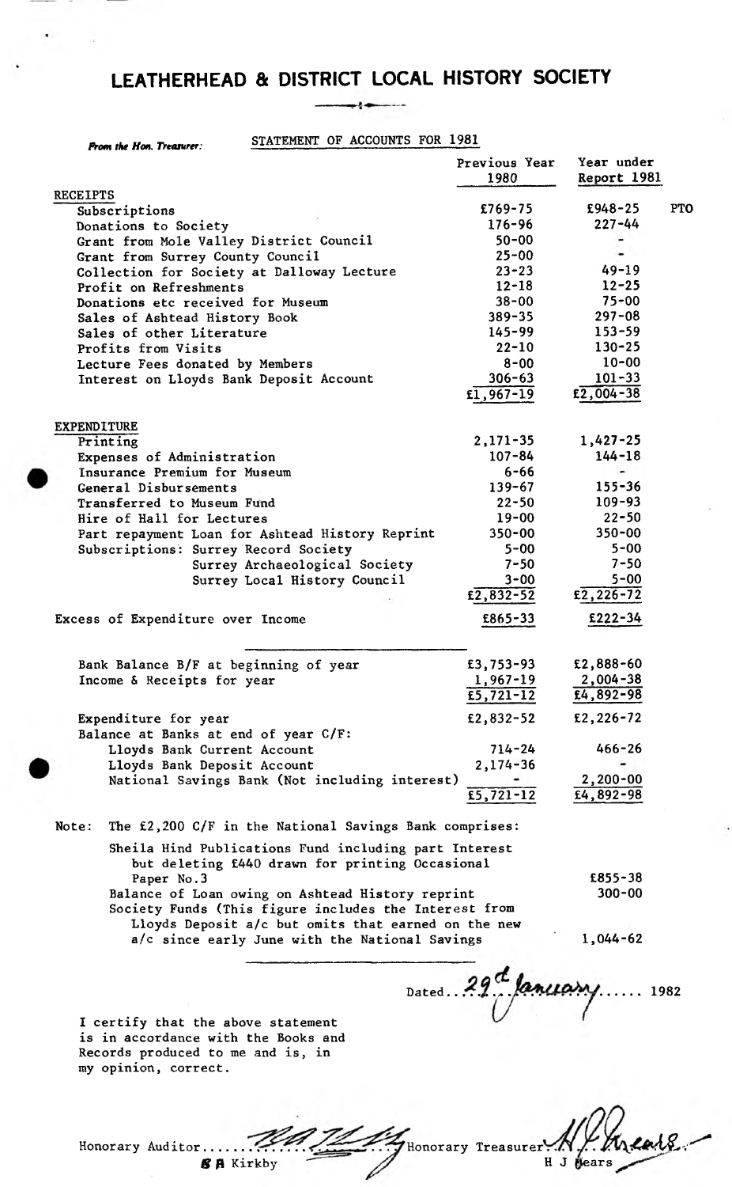# LEATHERHEAD & DISTRICT LOCAL HISTORY SOCIETY

*From the Hon. Treasurer:*

STATEMENT OF ACCOUNTS FOR 1981

| | Previous Year 1980 | Year under Report 1981 | |
|---|---|---|---|
| **RECEIPTS** | | | |
| Subscriptions | £769-75 | £948-25 | PTO |
| Donations to Society | 176-96 | 227-44 | |
| Grant from Mole Valley District Council | 50-00 | - | |
| Grant from Surrey County Council | 25-00 | - | |
| Collection for Society at Dalloway Lecture | 23-23 | 49-19 | |
| Profit on Refreshments | 12-18 | 12-25 | |
| Donations etc received for Museum | 38-00 | 75-00 | |
| Sales of Ashtead History Book | 389-35 | 297-08 | |
| Sales of other Literature | 145-99 | 153-59 | |
| Profits from Visits | 22-10 | 130-25 | |
| Lecture Fees donated by Members | 8-00 | 10-00 | |
| Interest on Lloyds Bank Deposit Account | 306-63 | 101-33 | |
| | £1,967-19 | £2,004-38 | |
| **EXPENDITURE** | | | |
| Printing | 2,171-35 | 1,427-25 | |
| Expenses of Administration | 107-84 | 144-18 | |
| Insurance Premium for Museum | 6-66 | - | |
| General Disbursements | 139-67 | 155-36 | |
| Transferred to Museum Fund | 22-50 | 109-93 | |
| Hire of Hall for Lectures | 19-00 | 22-50 | |
| Part repayment Loan for Ashtead History Reprint | 350-00 | 350-00 | |
| Subscriptions: Surrey Record Society | 5-00 | 5-00 | |
| Surrey Archaeological Society | 7-50 | 7-50 | |
| Surrey Local History Council | 3-00 | 5-00 | |
| | £2,832-52 | £2,226-72 | |
| Excess of Expenditure over Income | £865-33 | £222-34 | |

| | 1980 | 1981 |
|---|---|---|
| Bank Balance B/F at beginning of year | £3,753-93 | £2,888-60 |
| Income & Receipts for year | 1,967-19 | 2,004-38 |
| | £5,721-12 | £4,892-98 |
| Expenditure for year | £2,832-52 | £2,226-72 |
| Balance at Banks at end of year C/F: | | |
| Lloyds Bank Current Account | 714-24 | 466-26 |
| Lloyds Bank Deposit Account | 2,174-36 | - |
| National Savings Bank (Not including interest) | - | 2,200-00 |
| | £5,721-12 | £4,892-98 |

Note: The £2,200 C/F in the National Savings Bank comprises:

| | |
|---|---|
| Sheila Hind Publications Fund including part Interest but deleting £440 drawn for printing Occasional Paper No.3 | £855-38 |
| Balance of Loan owing on Ashtead History reprint | 300-00 |
| Society Funds (This figure includes the Interest from Lloyds Deposit a/c but omits that earned on the new a/c since early June with the National Savings | 1,044-62 |

Dated 29th January 1982

I certify that the above statement is in accordance with the Books and Records produced to me and is, in my opinion, correct.

Honorary Auditor ............ S A Kirkby

Honorary Treasurer ............ H J Mears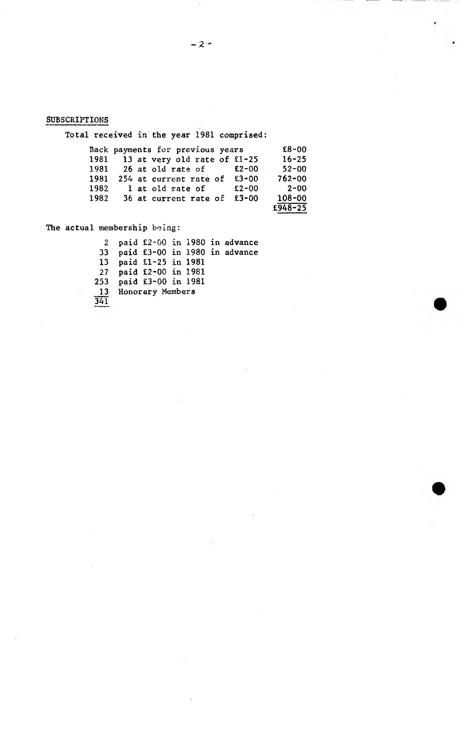## SUBSCRIPTIONS

Total received in the year 1981 comprised:

| | | | |
|---|---|---|---|
| Back payments for previous years | | | £8-00 |
| 1981 | 13 at very old rate of | £1-25 | 16-25 |
| 1981 | 26 at old rate of | £2-00 | 52-00 |
| 1981 | 254 at current rate of | £3-00 | 762-00 |
| 1982 | 1 at old rate of | £2-00 | 2-00 |
| 1982 | 36 at current rate of | £3-00 | 108-00 |
| | | | £948-25 |

The actual membership being:

| | |
|---|---|
| 2 | paid £2-00 in 1980 in advance |
| 33 | paid £3-00 in 1980 in advance |
| 13 | paid £1-25 in 1981 |
| 27 | paid £2-00 in 1981 |
| 253 | paid £3-00 in 1981 |
| 13 | Honorary Members |
| 341 | |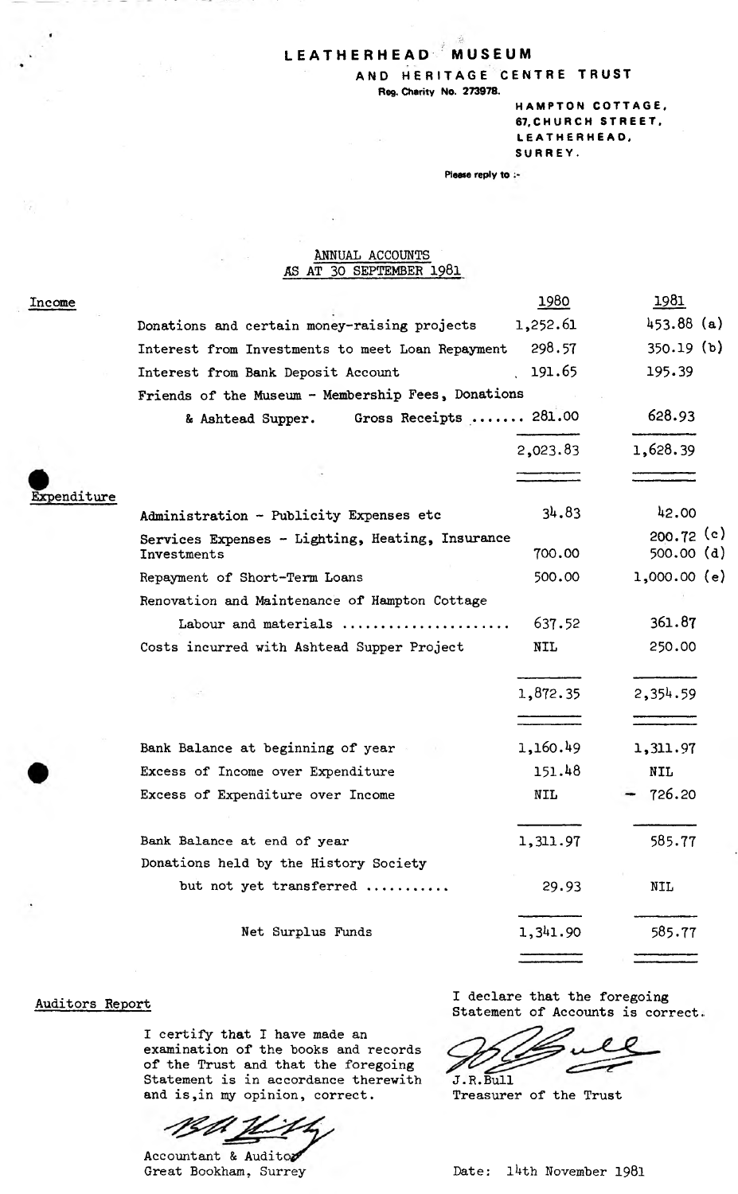# LEATHERHEAD MUSEUM

## AND HERITAGE CENTRE TRUST

Reg. Charity No. 273978.

HAMPTON COTTAGE,
67, CHURCH STREET,
LEATHERHEAD,
SURREY.

Please reply to :-

### ANNUAL ACCOUNTS
### AS AT 30 SEPTEMBER 1981

| | | 1980 | 1981 |
|---|---|---|---|
| **Income** | | | |
| | Donations and certain money-raising projects | 1,252.61 | 453.88 (a) |
| | Interest from Investments to meet Loan Repayment | 298.57 | 350.19 (b) |
| | Interest from Bank Deposit Account | 191.65 | 195.39 |
| | Friends of the Museum - Membership Fees, Donations & Ashtead Supper. Gross Receipts ....... | 281.00 | 628.93 |
| | | 2,023.83 | 1,628.39 |
| **Expenditure** | | | |
| | Administration - Publicity Expenses etc | 34.83 | 42.00 |
| | Services Expenses - Lighting, Heating, Insurance | | 200.72 (c) |
| | Investments | 700.00 | 500.00 (d) |
| | Repayment of Short-Term Loans | 500.00 | 1,000.00 (e) |
| | Renovation and Maintenance of Hampton Cottage Labour and materials ..................... | 637.52 | 361.87 |
| | Costs incurred with Ashtead Supper Project | NIL | 250.00 |
| | | 1,872.35 | 2,354.59 |
| | Bank Balance at beginning of year | 1,160.49 | 1,311.97 |
| | Excess of Income over Expenditure | 151.48 | NIL |
| | Excess of Expenditure over Income | NIL | - 726.20 |
| | Bank Balance at end of year | 1,311.97 | 585.77 |
| | Donations held by the History Society but not yet transferred .......... | 29.93 | NIL |
| | Net Surplus Funds | 1,341.90 | 585.77 |

**Auditors Report**

I certify that I have made an examination of the books and records of the Trust and that the foregoing Statement is in accordance therewith and is, in my opinion, correct.

Accountant & Auditor
Great Bookham, Surrey

I declare that the foregoing Statement of Accounts is correct.

J.R.Bull
Treasurer of the Trust

Date: 14th November 1981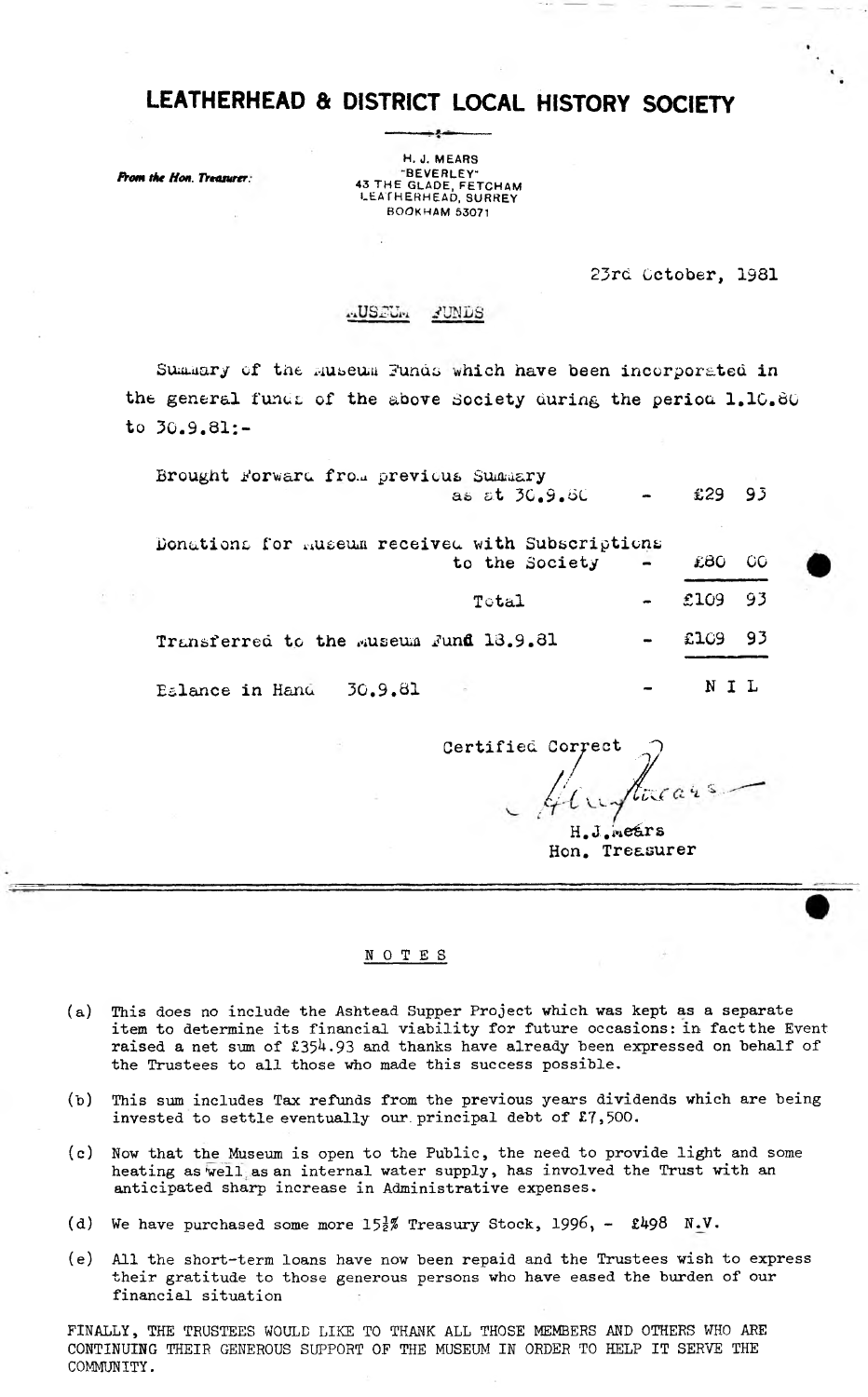# LEATHERHEAD & DISTRICT LOCAL HISTORY SOCIETY

*From the Hon. Treasurer:*

H. J. MEARS
"BEVERLEY"
43 THE GLADE, FETCHAM
LEATHERHEAD, SURREY
BOOKHAM 53071

23rd October, 1981

## MUSEUM FUNDS

Summary of the Museum Funds which have been incorporated in the general funds of the above Society during the period 1.10.80 to 30.9.81:-

| | | |
|---|---|---|
| Brought Forward from previous Summary as at 30.9.80 | - | £29 93 |
| Donations for Museum received with Subscriptions to the Society | - | £80 00 |
| Total | - | £109 93 |
| Transferred to the Museum Fund 18.9.81 | - | £109 93 |
| Balance in Hand 30.9.81 | - | N I L |

Certified Correct

H.J.Mears
Hon. Treasurer

---

## N O T E S

(a) This does no include the Ashtead Supper Project which was kept as a separate item to determine its financial viability for future occasions: in fact the Event raised a net sum of £354.93 and thanks have already been expressed on behalf of the Trustees to all those who made this success possible.

(b) This sum includes Tax refunds from the previous years dividends which are being invested to settle eventually our principal debt of £7,500.

(c) Now that the Museum is open to the Public, the need to provide light and some heating as well as an internal water supply, has involved the Trust with an anticipated sharp increase in Administrative expenses.

(d) We have purchased some more 15½% Treasury Stock, 1996, - £498 N.V.

(e) All the short-term loans have now been repaid and the Trustees wish to express their gratitude to those generous persons who have eased the burden of our financial situation

FINALLY, THE TRUSTEES WOULD LIKE TO THANK ALL THOSE MEMBERS AND OTHERS WHO ARE CONTINUING THEIR GENEROUS SUPPORT OF THE MUSEUM IN ORDER TO HELP IT SERVE THE COMMUNITY.